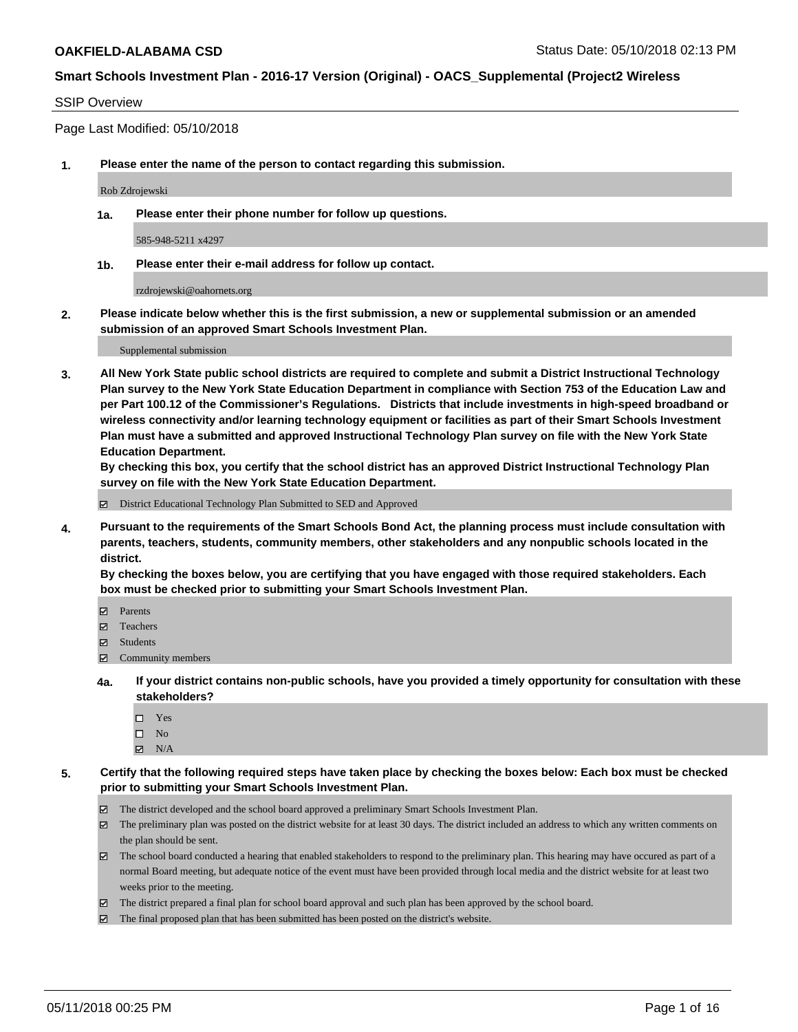**OAKFIELD-ALABAMA CSD** Status Date: 05/10/2018 02:13 PM

**Smart Schools Investment Plan - 2016-17 Version (Original) - OACS_Supplemental (Project2 Wireless**

SSIP Overview

Page Last Modified: 05/10/2018

**1. Please enter the name of the person to contact regarding this submission.**

Rob Zdrojewski

**1a. Please enter their phone number for follow up questions.**

585-948-5211 x4297

**1b. Please enter their e-mail address for follow up contact.**

rzdrojewski@oahornets.org

**2. Please indicate below whether this is the first submission, a new or supplemental submission or an amended submission of an approved Smart Schools Investment Plan.**

Supplemental submission

**3. All New York State public school districts are required to complete and submit a District Instructional Technology Plan survey to the New York State Education Department in compliance with Section 753 of the Education Law and per Part 100.12 of the Commissioner's Regulations. Districts that include investments in high-speed broadband or wireless connectivity and/or learning technology equipment or facilities as part of their Smart Schools Investment Plan must have a submitted and approved Instructional Technology Plan survey on file with the New York State Education Department.**
**By checking this box, you certify that the school district has an approved District Instructional Technology Plan survey on file with the New York State Education Department.**

- ☑ District Educational Technology Plan Submitted to SED and Approved

**4. Pursuant to the requirements of the Smart Schools Bond Act, the planning process must include consultation with parents, teachers, students, community members, other stakeholders and any nonpublic schools located in the district.**
**By checking the boxes below, you are certifying that you have engaged with those required stakeholders. Each box must be checked prior to submitting your Smart Schools Investment Plan.**

- ☑ Parents
- ☑ Teachers
- ☑ Students
- ☑ Community members

**4a. If your district contains non-public schools, have you provided a timely opportunity for consultation with these stakeholders?**

- ☐ Yes
- ☐ No
- ☑ N/A

**5. Certify that the following required steps have taken place by checking the boxes below: Each box must be checked prior to submitting your Smart Schools Investment Plan.**

- ☑ The district developed and the school board approved a preliminary Smart Schools Investment Plan.
- ☑ The preliminary plan was posted on the district website for at least 30 days. The district included an address to which any written comments on the plan should be sent.
- ☑ The school board conducted a hearing that enabled stakeholders to respond to the preliminary plan. This hearing may have occured as part of a normal Board meeting, but adequate notice of the event must have been provided through local media and the district website for at least two weeks prior to the meeting.
- ☑ The district prepared a final plan for school board approval and such plan has been approved by the school board.
- ☑ The final proposed plan that has been submitted has been posted on the district's website.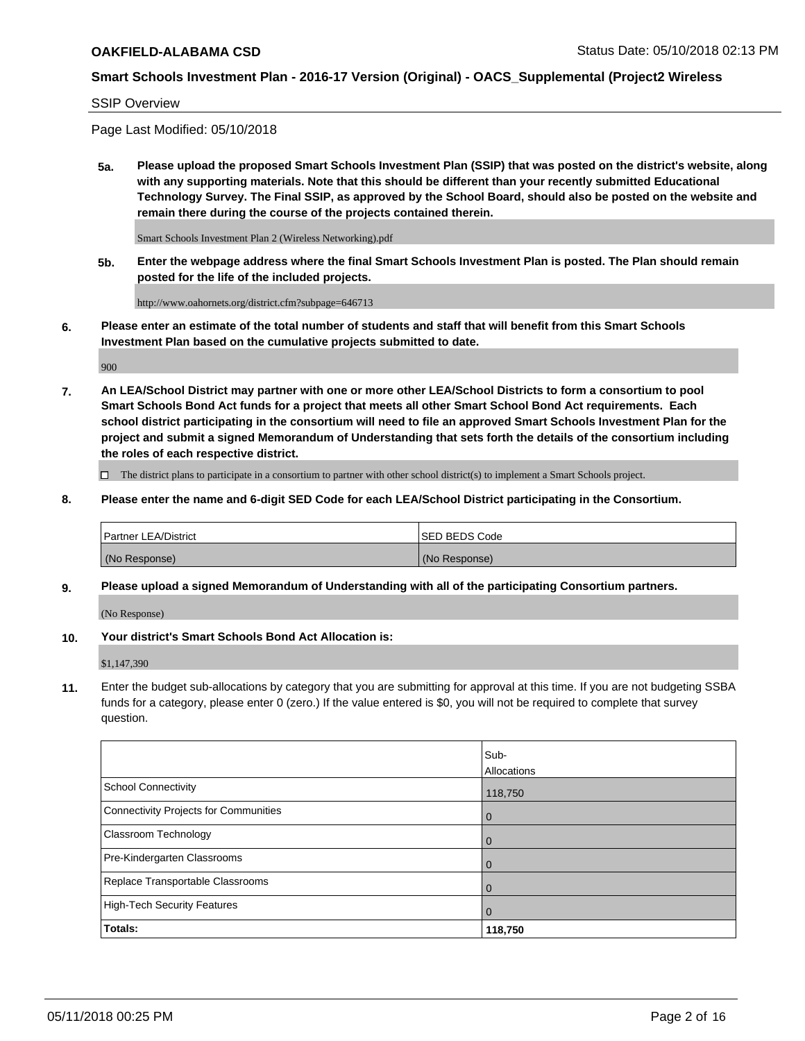**OAKFIELD-ALABAMA CSD** Status Date: 05/10/2018 02:13 PM

**Smart Schools Investment Plan - 2016-17 Version (Original) - OACS_Supplemental (Project2 Wireless**

SSIP Overview

Page Last Modified: 05/10/2018

**5a. Please upload the proposed Smart Schools Investment Plan (SSIP) that was posted on the district's website, along with any supporting materials. Note that this should be different than your recently submitted Educational Technology Survey. The Final SSIP, as approved by the School Board, should also be posted on the website and remain there during the course of the projects contained therein.**

Smart Schools Investment Plan 2 (Wireless Networking).pdf

**5b. Enter the webpage address where the final Smart Schools Investment Plan is posted. The Plan should remain posted for the life of the included projects.**

http://www.oahornets.org/district.cfm?subpage=646713

**6. Please enter an estimate of the total number of students and staff that will benefit from this Smart Schools Investment Plan based on the cumulative projects submitted to date.**

900

**7. An LEA/School District may partner with one or more other LEA/School Districts to form a consortium to pool Smart Schools Bond Act funds for a project that meets all other Smart School Bond Act requirements. Each school district participating in the consortium will need to file an approved Smart Schools Investment Plan for the project and submit a signed Memorandum of Understanding that sets forth the details of the consortium including the roles of each respective district.**

☐ The district plans to participate in a consortium to partner with other school district(s) to implement a Smart Schools project.

**8. Please enter the name and 6-digit SED Code for each LEA/School District participating in the Consortium.**

| Partner LEA/District | SED BEDS Code |
|---|---|
| (No Response) | (No Response) |

**9. Please upload a signed Memorandum of Understanding with all of the participating Consortium partners.**

(No Response)

**10. Your district's Smart Schools Bond Act Allocation is:**

$1,147,390

**11.** Enter the budget sub-allocations by category that you are submitting for approval at this time. If you are not budgeting SSBA funds for a category, please enter 0 (zero.) If the value entered is $0, you will not be required to complete that survey question.

| | Sub-Allocations |
|---|---|
| School Connectivity | 118,750 |
| Connectivity Projects for Communities | 0 |
| Classroom Technology | 0 |
| Pre-Kindergarten Classrooms | 0 |
| Replace Transportable Classrooms | 0 |
| High-Tech Security Features | 0 |
| **Totals:** | **118,750** |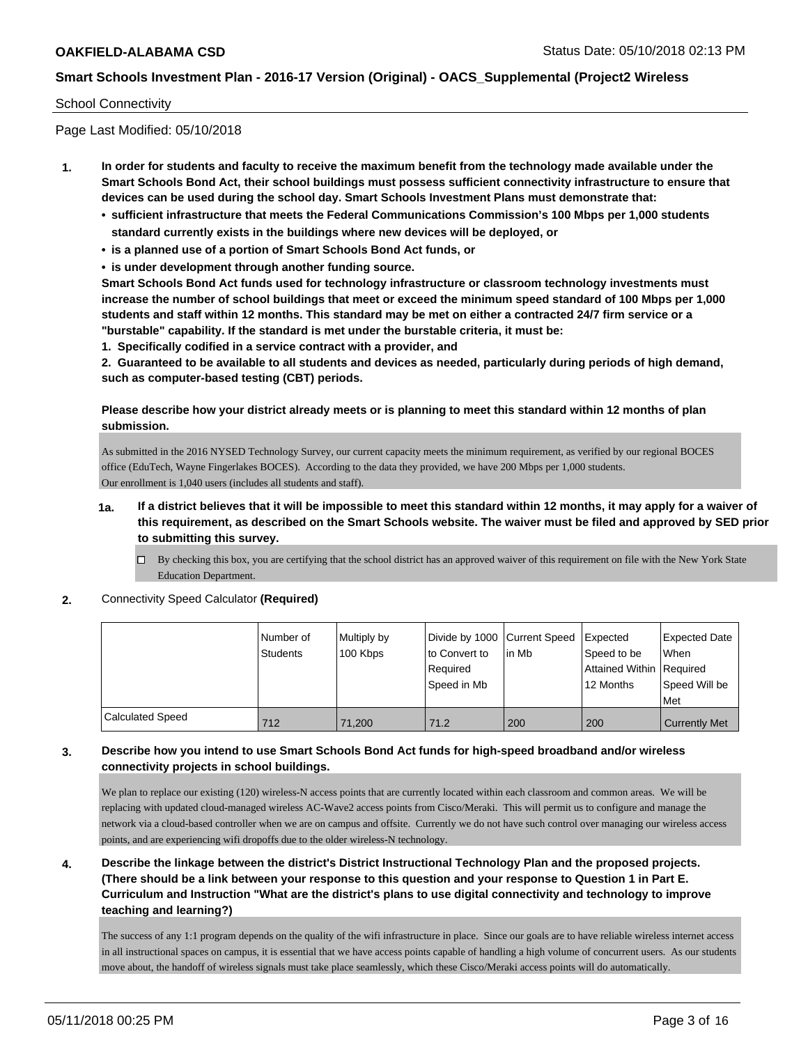School Connectivity

Page Last Modified: 05/10/2018

**1. In order for students and faculty to receive the maximum benefit from the technology made available under the Smart Schools Bond Act, their school buildings must possess sufficient connectivity infrastructure to ensure that devices can be used during the school day. Smart Schools Investment Plans must demonstrate that:**

- **sufficient infrastructure that meets the Federal Communications Commission's 100 Mbps per 1,000 students standard currently exists in the buildings where new devices will be deployed, or**
- **is a planned use of a portion of Smart Schools Bond Act funds, or**
- **is under development through another funding source.**

**Smart Schools Bond Act funds used for technology infrastructure or classroom technology investments must increase the number of school buildings that meet or exceed the minimum speed standard of 100 Mbps per 1,000 students and staff within 12 months. This standard may be met on either a contracted 24/7 firm service or a "burstable" capability. If the standard is met under the burstable criteria, it must be:**

**1. Specifically codified in a service contract with a provider, and**

**2. Guaranteed to be available to all students and devices as needed, particularly during periods of high demand, such as computer-based testing (CBT) periods.**

**Please describe how your district already meets or is planning to meet this standard within 12 months of plan submission.**

As submitted in the 2016 NYSED Technology Survey, our current capacity meets the minimum requirement, as verified by our regional BOCES office (EduTech, Wayne Fingerlakes BOCES). According to the data they provided, we have 200 Mbps per 1,000 students. Our enrollment is 1,040 users (includes all students and staff).

**1a. If a district believes that it will be impossible to meet this standard within 12 months, it may apply for a waiver of this requirement, as described on the Smart Schools website. The waiver must be filed and approved by SED prior to submitting this survey.**

☐ By checking this box, you are certifying that the school district has an approved waiver of this requirement on file with the New York State Education Department.

**2.** Connectivity Speed Calculator **(Required)**

| | Number of Students | Multiply by 100 Kbps | Divide by 1000 to Convert to Required Speed in Mb | Current Speed in Mb | Expected Speed to be Attained Within 12 Months | Expected Date When Required Speed Will be Met |
|---|---|---|---|---|---|---|
| Calculated Speed | 712 | 71,200 | 71.2 | 200 | 200 | Currently Met |

**3. Describe how you intend to use Smart Schools Bond Act funds for high-speed broadband and/or wireless connectivity projects in school buildings.**

We plan to replace our existing (120) wireless-N access points that are currently located within each classroom and common areas. We will be replacing with updated cloud-managed wireless AC-Wave2 access points from Cisco/Meraki. This will permit us to configure and manage the network via a cloud-based controller when we are on campus and offsite. Currently we do not have such control over managing our wireless access points, and are experiencing wifi dropoffs due to the older wireless-N technology.

**4. Describe the linkage between the district's District Instructional Technology Plan and the proposed projects. (There should be a link between your response to this question and your response to Question 1 in Part E. Curriculum and Instruction "What are the district's plans to use digital connectivity and technology to improve teaching and learning?)**

The success of any 1:1 program depends on the quality of the wifi infrastructure in place. Since our goals are to have reliable wireless internet access in all instructional spaces on campus, it is essential that we have access points capable of handling a high volume of concurrent users. As our students move about, the handoff of wireless signals must take place seamlessly, which these Cisco/Meraki access points will do automatically.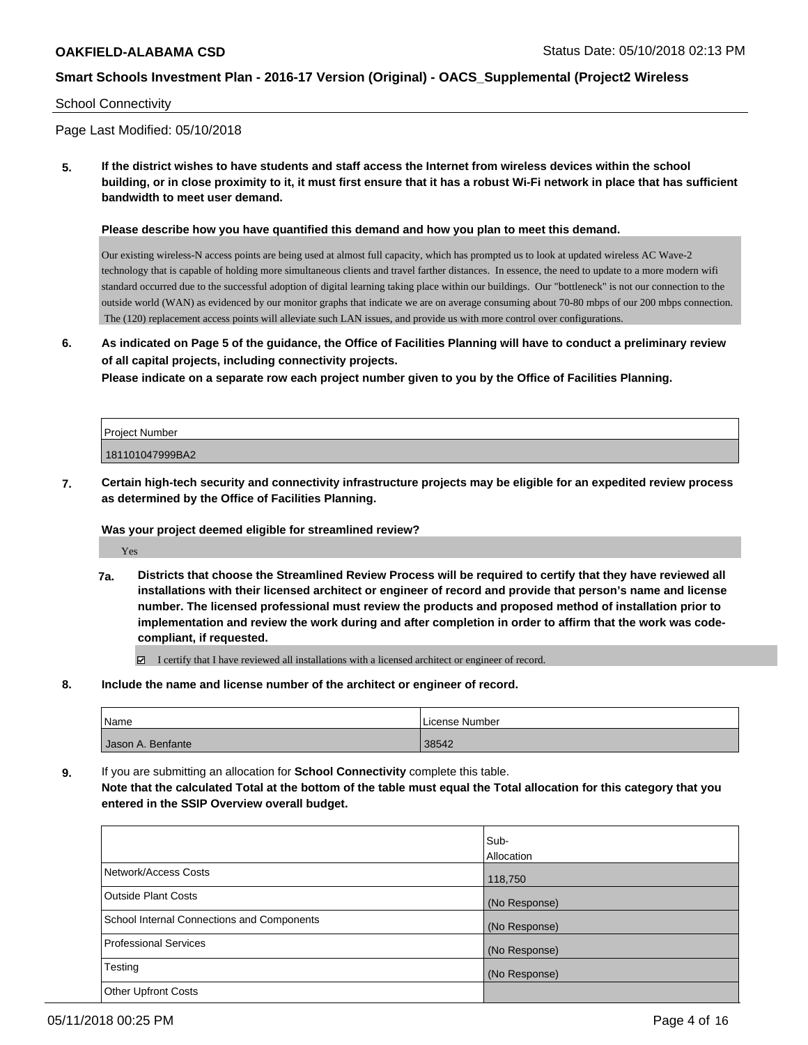**OAKFIELD-ALABAMA CSD** Status Date: 05/10/2018 02:13 PM

**Smart Schools Investment Plan - 2016-17 Version (Original) - OACS_Supplemental (Project2 Wireless**

School Connectivity

Page Last Modified: 05/10/2018

**5. If the district wishes to have students and staff access the Internet from wireless devices within the school building, or in close proximity to it, it must first ensure that it has a robust Wi-Fi network in place that has sufficient bandwidth to meet user demand.**

**Please describe how you have quantified this demand and how you plan to meet this demand.**

Our existing wireless-N access points are being used at almost full capacity, which has prompted us to look at updated wireless AC Wave-2 technology that is capable of holding more simultaneous clients and travel farther distances. In essence, the need to update to a more modern wifi standard occurred due to the successful adoption of digital learning taking place within our buildings. Our "bottleneck" is not our connection to the outside world (WAN) as evidenced by our monitor graphs that indicate we are on average consuming about 70-80 mbps of our 200 mbps connection. The (120) replacement access points will alleviate such LAN issues, and provide us with more control over configurations.

**6. As indicated on Page 5 of the guidance, the Office of Facilities Planning will have to conduct a preliminary review of all capital projects, including connectivity projects.**
**Please indicate on a separate row each project number given to you by the Office of Facilities Planning.**

| Project Number |
|---|
| 181101047999BA2 |

**7. Certain high-tech security and connectivity infrastructure projects may be eligible for an expedited review process as determined by the Office of Facilities Planning.**

**Was your project deemed eligible for streamlined review?**

Yes

**7a. Districts that choose the Streamlined Review Process will be required to certify that they have reviewed all installations with their licensed architect or engineer of record and provide that person's name and license number. The licensed professional must review the products and proposed method of installation prior to implementation and review the work during and after completion in order to affirm that the work was code-compliant, if requested.**

☑ I certify that I have reviewed all installations with a licensed architect or engineer of record.

**8. Include the name and license number of the architect or engineer of record.**

| Name | License Number |
|---|---|
| Jason A. Benfante | 38542 |

**9.** If you are submitting an allocation for **School Connectivity** complete this table.
**Note that the calculated Total at the bottom of the table must equal the Total allocation for this category that you entered in the SSIP Overview overall budget.**

| | Sub-Allocation |
|---|---|
| Network/Access Costs | 118,750 |
| Outside Plant Costs | (No Response) |
| School Internal Connections and Components | (No Response) |
| Professional Services | (No Response) |
| Testing | (No Response) |
| Other Upfront Costs | |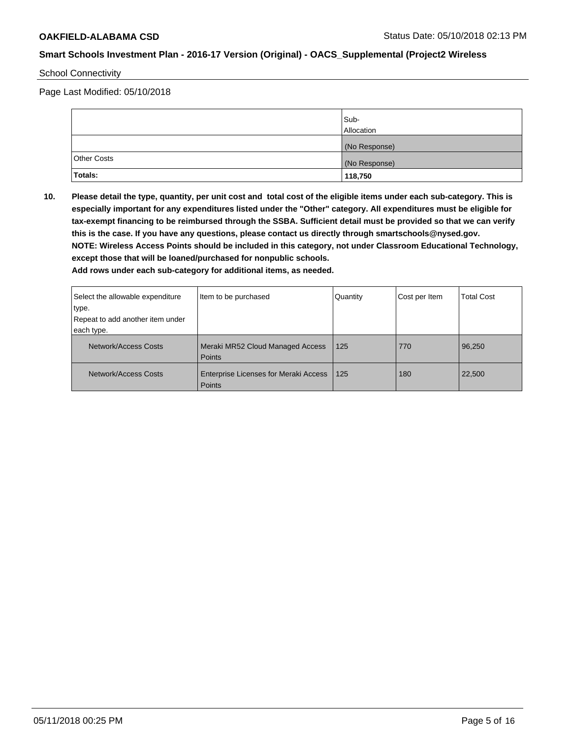School Connectivity

Page Last Modified: 05/10/2018

| | Sub-Allocation |
|---|---|
| | (No Response) |
| Other Costs | (No Response) |
| **Totals:** | **118,750** |

**10. Please detail the type, quantity, per unit cost and total cost of the eligible items under each sub-category. This is especially important for any expenditures listed under the "Other" category. All expenditures must be eligible for tax-exempt financing to be reimbursed through the SSBA. Sufficient detail must be provided so that we can verify this is the case. If you have any questions, please contact us directly through smartschools@nysed.gov.**
**NOTE: Wireless Access Points should be included in this category, not under Classroom Educational Technology, except those that will be loaned/purchased for nonpublic schools.**
**Add rows under each sub-category for additional items, as needed.**

| Select the allowable expenditure type. Repeat to add another item under each type. | Item to be purchased | Quantity | Cost per Item | Total Cost |
|---|---|---|---|---|
| Network/Access Costs | Meraki MR52 Cloud Managed Access Points | 125 | 770 | 96,250 |
| Network/Access Costs | Enterprise Licenses for Meraki Access Points | 125 | 180 | 22,500 |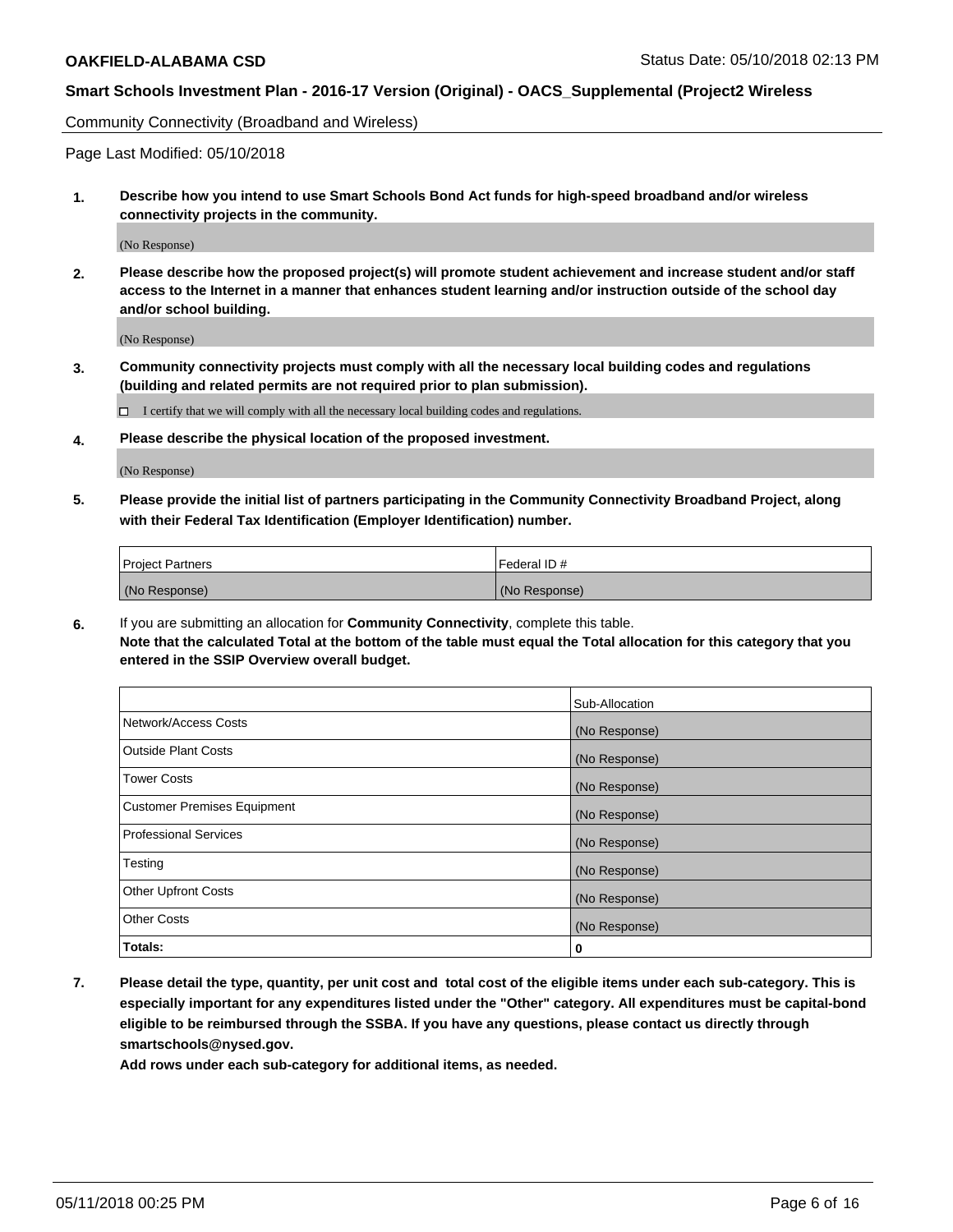Community Connectivity (Broadband and Wireless)

Page Last Modified: 05/10/2018

**1. Describe how you intend to use Smart Schools Bond Act funds for high-speed broadband and/or wireless connectivity projects in the community.**

(No Response)

**2. Please describe how the proposed project(s) will promote student achievement and increase student and/or staff access to the Internet in a manner that enhances student learning and/or instruction outside of the school day and/or school building.**

(No Response)

**3. Community connectivity projects must comply with all the necessary local building codes and regulations (building and related permits are not required prior to plan submission).**

☐ I certify that we will comply with all the necessary local building codes and regulations.

**4. Please describe the physical location of the proposed investment.**

(No Response)

**5. Please provide the initial list of partners participating in the Community Connectivity Broadband Project, along with their Federal Tax Identification (Employer Identification) number.**

| Project Partners | Federal ID # |
| --- | --- |
| (No Response) | (No Response) |

**6.** If you are submitting an allocation for **Community Connectivity**, complete this table.
**Note that the calculated Total at the bottom of the table must equal the Total allocation for this category that you entered in the SSIP Overview overall budget.**

| | Sub-Allocation |
| --- | --- |
| Network/Access Costs | (No Response) |
| Outside Plant Costs | (No Response) |
| Tower Costs | (No Response) |
| Customer Premises Equipment | (No Response) |
| Professional Services | (No Response) |
| Testing | (No Response) |
| Other Upfront Costs | (No Response) |
| Other Costs | (No Response) |
| **Totals:** | **0** |

**7. Please detail the type, quantity, per unit cost and total cost of the eligible items under each sub-category. This is especially important for any expenditures listed under the "Other" category. All expenditures must be capital-bond eligible to be reimbursed through the SSBA. If you have any questions, please contact us directly through smartschools@nysed.gov.**

**Add rows under each sub-category for additional items, as needed.**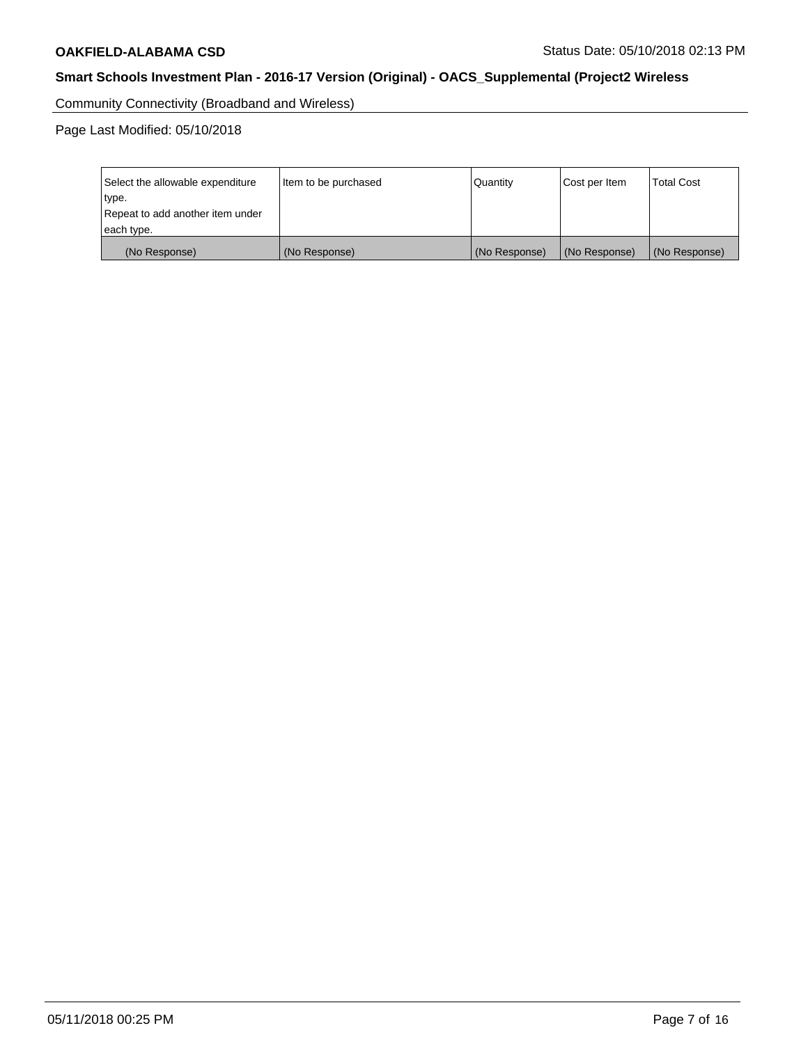Community Connectivity (Broadband and Wireless)

Page Last Modified: 05/10/2018

| Select the allowable expenditure type.<br>Repeat to add another item under each type. | Item to be purchased | Quantity | Cost per Item | Total Cost |
|---|---|---|---|---|
| (No Response) | (No Response) | (No Response) | (No Response) | (No Response) |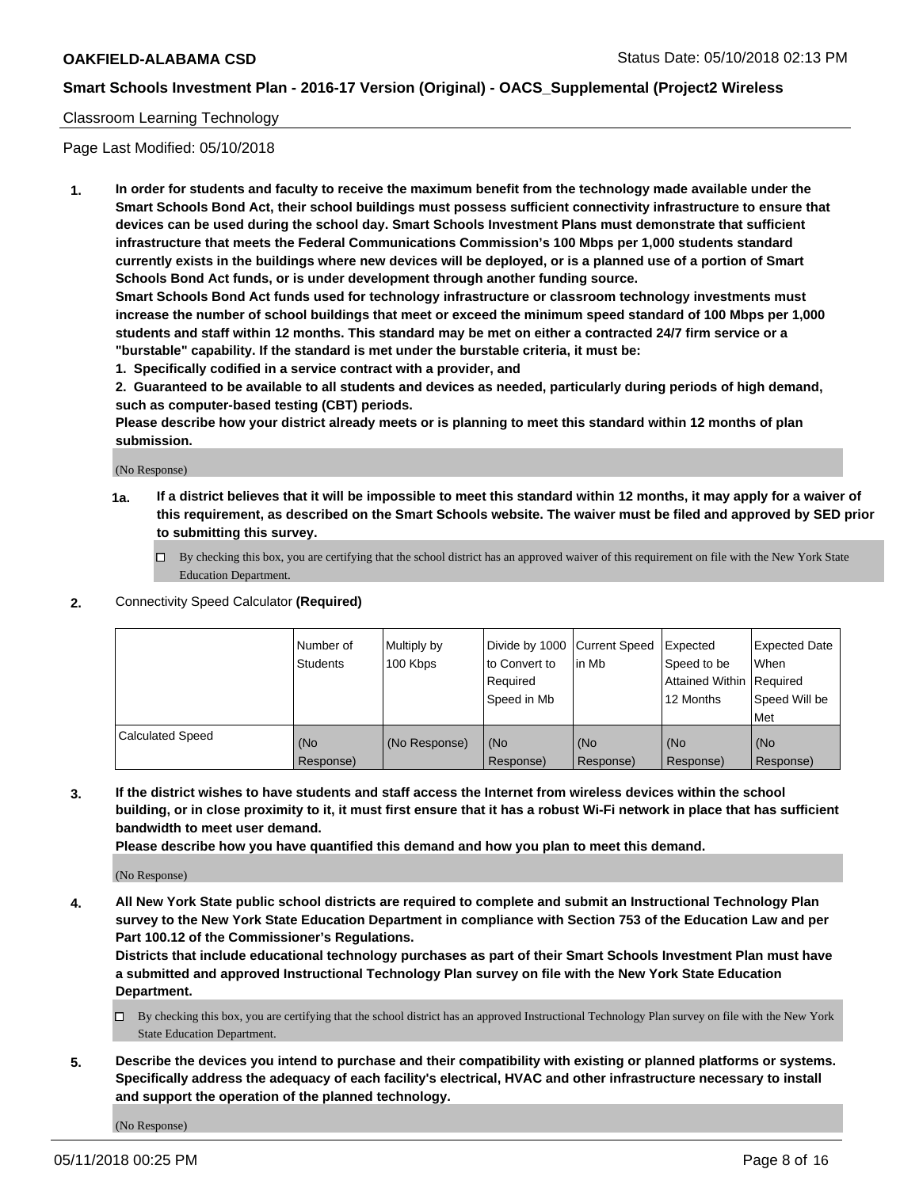## Classroom Learning Technology

Page Last Modified: 05/10/2018

**1. In order for students and faculty to receive the maximum benefit from the technology made available under the Smart Schools Bond Act, their school buildings must possess sufficient connectivity infrastructure to ensure that devices can be used during the school day. Smart Schools Investment Plans must demonstrate that sufficient infrastructure that meets the Federal Communications Commission's 100 Mbps per 1,000 students standard currently exists in the buildings where new devices will be deployed, or is a planned use of a portion of Smart Schools Bond Act funds, or is under development through another funding source.**

**Smart Schools Bond Act funds used for technology infrastructure or classroom technology investments must increase the number of school buildings that meet or exceed the minimum speed standard of 100 Mbps per 1,000 students and staff within 12 months. This standard may be met on either a contracted 24/7 firm service or a "burstable" capability. If the standard is met under the burstable criteria, it must be:**

**1. Specifically codified in a service contract with a provider, and**

**2. Guaranteed to be available to all students and devices as needed, particularly during periods of high demand, such as computer-based testing (CBT) periods.**

**Please describe how your district already meets or is planning to meet this standard within 12 months of plan submission.**

(No Response)

**1a. If a district believes that it will be impossible to meet this standard within 12 months, it may apply for a waiver of this requirement, as described on the Smart Schools website. The waiver must be filed and approved by SED prior to submitting this survey.**

☐ By checking this box, you are certifying that the school district has an approved waiver of this requirement on file with the New York State Education Department.

**2.** Connectivity Speed Calculator **(Required)**

| | Number of Students | Multiply by 100 Kbps | Divide by 1000 to Convert to Required Speed in Mb | Current Speed in Mb | Expected Speed to be Attained Within 12 Months | Expected Date When Required Speed Will be Met |
|---|---|---|---|---|---|---|
| Calculated Speed | (No Response) | (No Response) | (No Response) | (No Response) | (No Response) | (No Response) |

**3. If the district wishes to have students and staff access the Internet from wireless devices within the school building, or in close proximity to it, it must first ensure that it has a robust Wi-Fi network in place that has sufficient bandwidth to meet user demand.**

**Please describe how you have quantified this demand and how you plan to meet this demand.**

(No Response)

**4. All New York State public school districts are required to complete and submit an Instructional Technology Plan survey to the New York State Education Department in compliance with Section 753 of the Education Law and per Part 100.12 of the Commissioner's Regulations.**

**Districts that include educational technology purchases as part of their Smart Schools Investment Plan must have a submitted and approved Instructional Technology Plan survey on file with the New York State Education Department.**

☐ By checking this box, you are certifying that the school district has an approved Instructional Technology Plan survey on file with the New York State Education Department.

**5. Describe the devices you intend to purchase and their compatibility with existing or planned platforms or systems. Specifically address the adequacy of each facility's electrical, HVAC and other infrastructure necessary to install and support the operation of the planned technology.**

(No Response)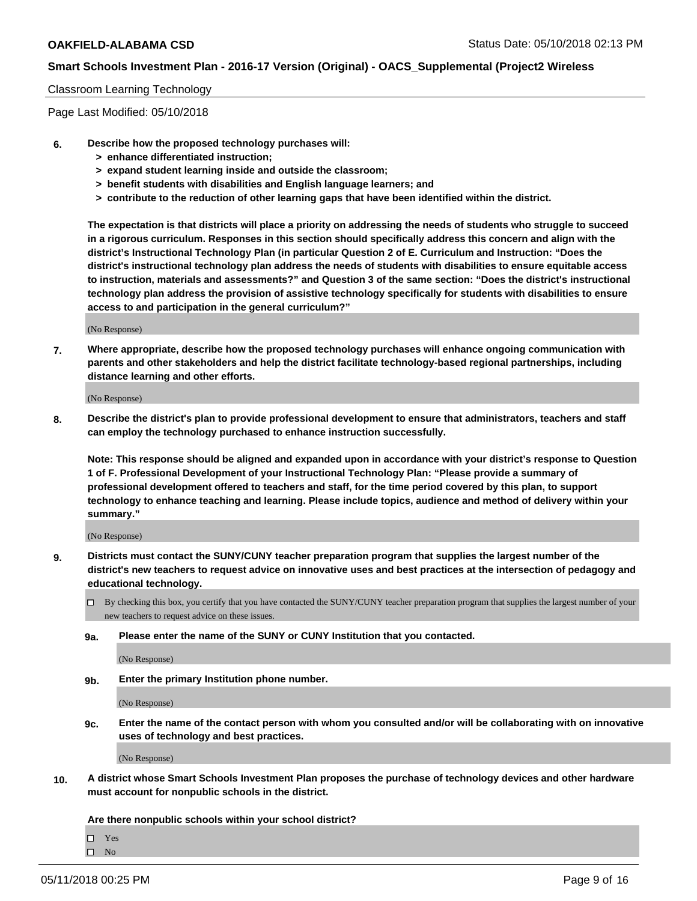Classroom Learning Technology

Page Last Modified: 05/10/2018

**6. Describe how the proposed technology purchases will:**
- **> enhance differentiated instruction;**
- **> expand student learning inside and outside the classroom;**
- **> benefit students with disabilities and English language learners; and**
- **> contribute to the reduction of other learning gaps that have been identified within the district.**

**The expectation is that districts will place a priority on addressing the needs of students who struggle to succeed in a rigorous curriculum. Responses in this section should specifically address this concern and align with the district's Instructional Technology Plan (in particular Question 2 of E. Curriculum and Instruction: "Does the district's instructional technology plan address the needs of students with disabilities to ensure equitable access to instruction, materials and assessments?" and Question 3 of the same section: "Does the district's instructional technology plan address the provision of assistive technology specifically for students with disabilities to ensure access to and participation in the general curriculum?"**

(No Response)

**7. Where appropriate, describe how the proposed technology purchases will enhance ongoing communication with parents and other stakeholders and help the district facilitate technology-based regional partnerships, including distance learning and other efforts.**

(No Response)

**8. Describe the district's plan to provide professional development to ensure that administrators, teachers and staff can employ the technology purchased to enhance instruction successfully.**

**Note: This response should be aligned and expanded upon in accordance with your district's response to Question 1 of F. Professional Development of your Instructional Technology Plan: "Please provide a summary of professional development offered to teachers and staff, for the time period covered by this plan, to support technology to enhance teaching and learning. Please include topics, audience and method of delivery within your summary."**

(No Response)

**9. Districts must contact the SUNY/CUNY teacher preparation program that supplies the largest number of the district's new teachers to request advice on innovative uses and best practices at the intersection of pedagogy and educational technology.**

☐ By checking this box, you certify that you have contacted the SUNY/CUNY teacher preparation program that supplies the largest number of your new teachers to request advice on these issues.

**9a. Please enter the name of the SUNY or CUNY Institution that you contacted.**

(No Response)

**9b. Enter the primary Institution phone number.**

(No Response)

**9c. Enter the name of the contact person with whom you consulted and/or will be collaborating with on innovative uses of technology and best practices.**

(No Response)

**10. A district whose Smart Schools Investment Plan proposes the purchase of technology devices and other hardware must account for nonpublic schools in the district.**

**Are there nonpublic schools within your school district?**

☐ Yes
☐ No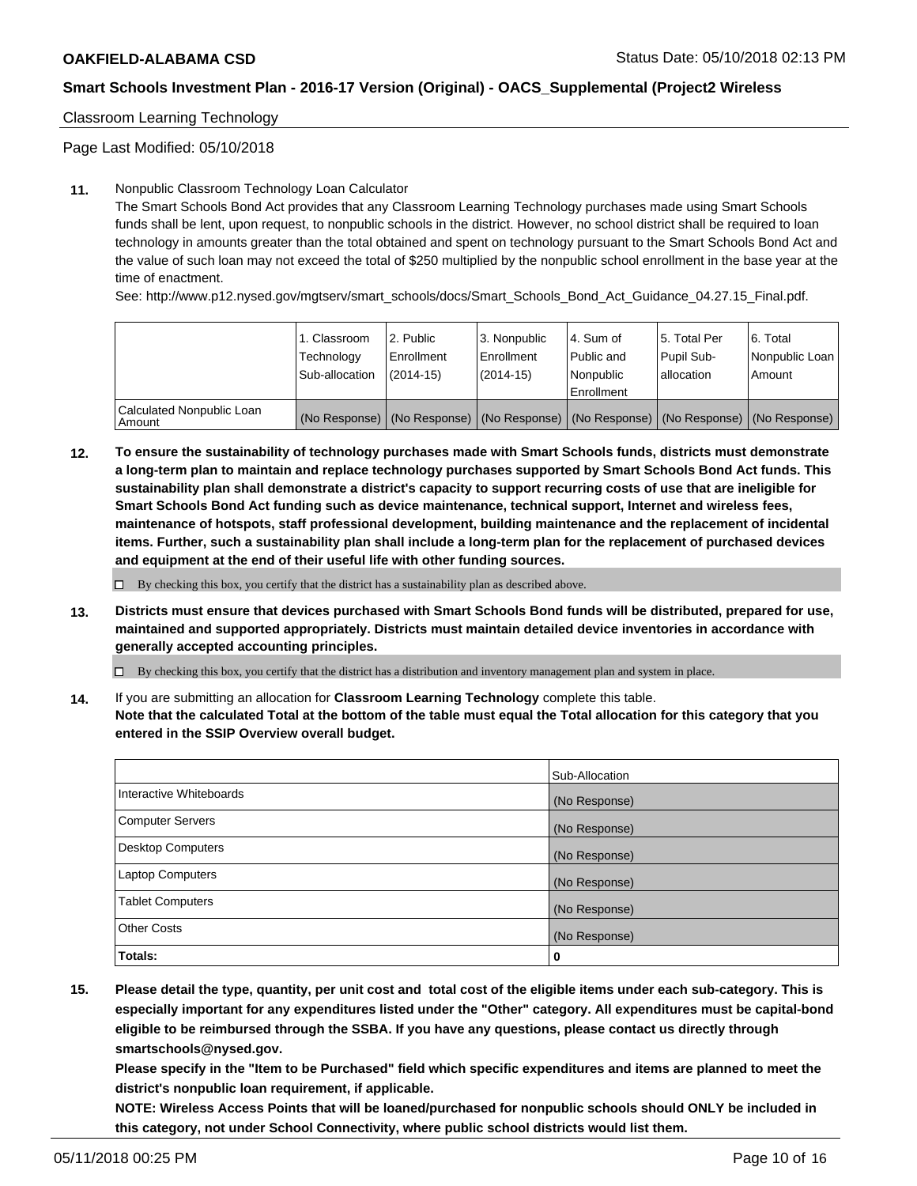Classroom Learning Technology

Page Last Modified: 05/10/2018

**11.** Nonpublic Classroom Technology Loan Calculator

The Smart Schools Bond Act provides that any Classroom Learning Technology purchases made using Smart Schools funds shall be lent, upon request, to nonpublic schools in the district. However, no school district shall be required to loan technology in amounts greater than the total obtained and spent on technology pursuant to the Smart Schools Bond Act and the value of such loan may not exceed the total of $250 multiplied by the nonpublic school enrollment in the base year at the time of enactment.

See: http://www.p12.nysed.gov/mgtserv/smart_schools/docs/Smart_Schools_Bond_Act_Guidance_04.27.15_Final.pdf.

| | 1. Classroom Technology Sub-allocation | 2. Public Enrollment (2014-15) | 3. Nonpublic Enrollment (2014-15) | 4. Sum of Public and Nonpublic Enrollment | 5. Total Per Pupil Sub-allocation | 6. Total Nonpublic Loan Amount |
|---|---|---|---|---|---|---|
| Calculated Nonpublic Loan Amount | (No Response) | (No Response) | (No Response) | (No Response) | (No Response) | (No Response) |

**12. To ensure the sustainability of technology purchases made with Smart Schools funds, districts must demonstrate a long-term plan to maintain and replace technology purchases supported by Smart Schools Bond Act funds. This sustainability plan shall demonstrate a district's capacity to support recurring costs of use that are ineligible for Smart Schools Bond Act funding such as device maintenance, technical support, Internet and wireless fees, maintenance of hotspots, staff professional development, building maintenance and the replacement of incidental items. Further, such a sustainability plan shall include a long-term plan for the replacement of purchased devices and equipment at the end of their useful life with other funding sources.**

☐ By checking this box, you certify that the district has a sustainability plan as described above.

**13. Districts must ensure that devices purchased with Smart Schools Bond funds will be distributed, prepared for use, maintained and supported appropriately. Districts must maintain detailed device inventories in accordance with generally accepted accounting principles.**

☐ By checking this box, you certify that the district has a distribution and inventory management plan and system in place.

**14.** If you are submitting an allocation for **Classroom Learning Technology** complete this table.
**Note that the calculated Total at the bottom of the table must equal the Total allocation for this category that you entered in the SSIP Overview overall budget.**

| | Sub-Allocation |
|---|---|
| Interactive Whiteboards | (No Response) |
| Computer Servers | (No Response) |
| Desktop Computers | (No Response) |
| Laptop Computers | (No Response) |
| Tablet Computers | (No Response) |
| Other Costs | (No Response) |
| **Totals:** | **0** |

**15. Please detail the type, quantity, per unit cost and total cost of the eligible items under each sub-category. This is especially important for any expenditures listed under the "Other" category. All expenditures must be capital-bond eligible to be reimbursed through the SSBA. If you have any questions, please contact us directly through smartschools@nysed.gov.**

**Please specify in the "Item to be Purchased" field which specific expenditures and items are planned to meet the district's nonpublic loan requirement, if applicable.**

**NOTE: Wireless Access Points that will be loaned/purchased for nonpublic schools should ONLY be included in this category, not under School Connectivity, where public school districts would list them.**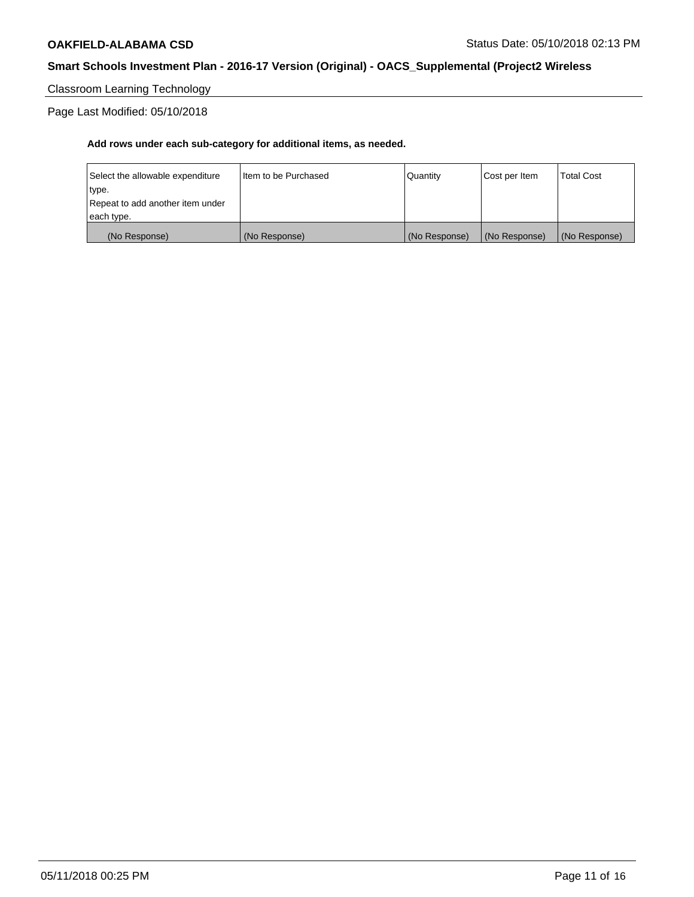Classroom Learning Technology

Page Last Modified: 05/10/2018

**Add rows under each sub-category for additional items, as needed.**

| Select the allowable expenditure type.<br>Repeat to add another item under each type. | Item to be Purchased | Quantity | Cost per Item | Total Cost |
| --- | --- | --- | --- | --- |
| (No Response) | (No Response) | (No Response) | (No Response) | (No Response) |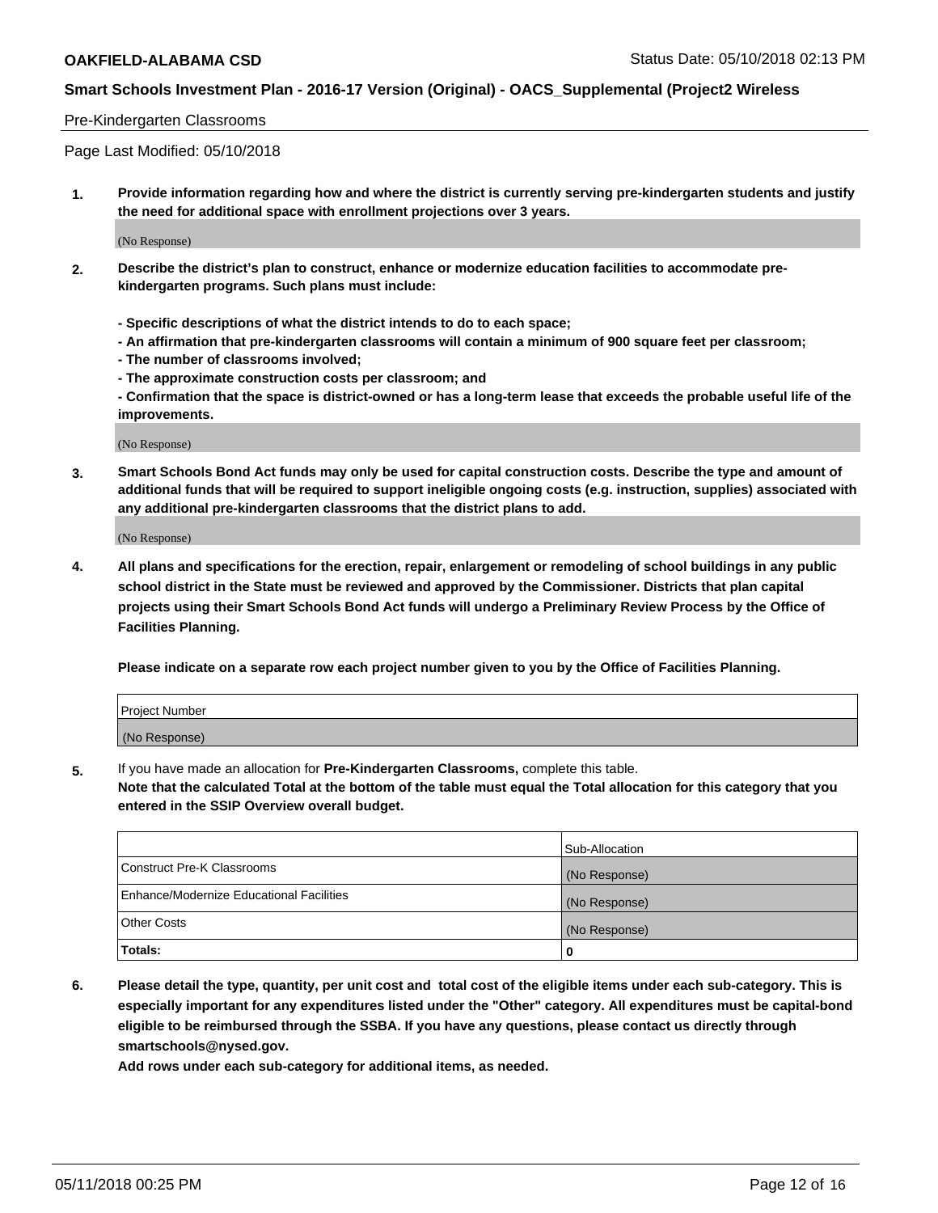Pre-Kindergarten Classrooms

Page Last Modified: 05/10/2018

**1. Provide information regarding how and where the district is currently serving pre-kindergarten students and justify the need for additional space with enrollment projections over 3 years.**

(No Response)

**2. Describe the district's plan to construct, enhance or modernize education facilities to accommodate pre-kindergarten programs. Such plans must include:**

**- Specific descriptions of what the district intends to do to each space;**
**- An affirmation that pre-kindergarten classrooms will contain a minimum of 900 square feet per classroom;**
**- The number of classrooms involved;**
**- The approximate construction costs per classroom; and**
**- Confirmation that the space is district-owned or has a long-term lease that exceeds the probable useful life of the improvements.**

(No Response)

**3. Smart Schools Bond Act funds may only be used for capital construction costs. Describe the type and amount of additional funds that will be required to support ineligible ongoing costs (e.g. instruction, supplies) associated with any additional pre-kindergarten classrooms that the district plans to add.**

(No Response)

**4. All plans and specifications for the erection, repair, enlargement or remodeling of school buildings in any public school district in the State must be reviewed and approved by the Commissioner. Districts that plan capital projects using their Smart Schools Bond Act funds will undergo a Preliminary Review Process by the Office of Facilities Planning.**

**Please indicate on a separate row each project number given to you by the Office of Facilities Planning.**

| Project Number |
|---|
| (No Response) |

5. If you have made an allocation for **Pre-Kindergarten Classrooms,** complete this table.
**Note that the calculated Total at the bottom of the table must equal the Total allocation for this category that you entered in the SSIP Overview overall budget.**

| | Sub-Allocation |
|---|---|
| Construct Pre-K Classrooms | (No Response) |
| Enhance/Modernize Educational Facilities | (No Response) |
| Other Costs | (No Response) |
| **Totals:** | **0** |

**6. Please detail the type, quantity, per unit cost and total cost of the eligible items under each sub-category. This is especially important for any expenditures listed under the "Other" category. All expenditures must be capital-bond eligible to be reimbursed through the SSBA. If you have any questions, please contact us directly through smartschools@nysed.gov.**

**Add rows under each sub-category for additional items, as needed.**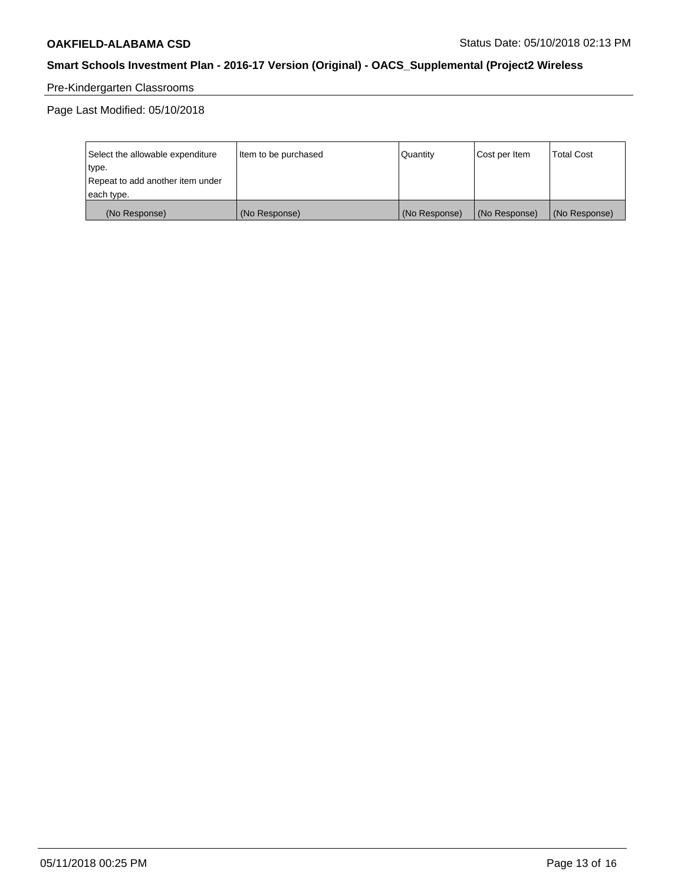Pre-Kindergarten Classrooms

Page Last Modified: 05/10/2018

| Select the allowable expenditure type. Repeat to add another item under each type. | Item to be purchased | Quantity | Cost per Item | Total Cost |
|---|---|---|---|---|
| (No Response) | (No Response) | (No Response) | (No Response) | (No Response) |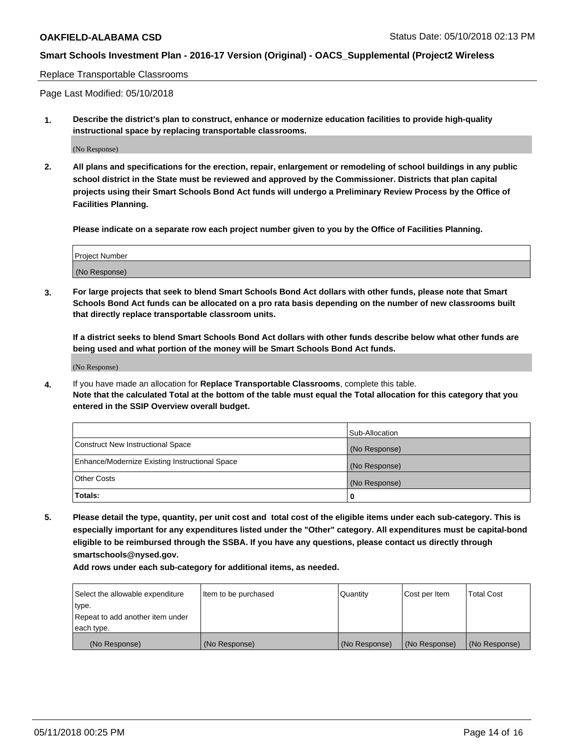Replace Transportable Classrooms

Page Last Modified: 05/10/2018

**1. Describe the district's plan to construct, enhance or modernize education facilities to provide high-quality instructional space by replacing transportable classrooms.**

(No Response)

**2. All plans and specifications for the erection, repair, enlargement or remodeling of school buildings in any public school district in the State must be reviewed and approved by the Commissioner. Districts that plan capital projects using their Smart Schools Bond Act funds will undergo a Preliminary Review Process by the Office of Facilities Planning.**

**Please indicate on a separate row each project number given to you by the Office of Facilities Planning.**

| Project Number |
| --- |
| (No Response) |

**3. For large projects that seek to blend Smart Schools Bond Act dollars with other funds, please note that Smart Schools Bond Act funds can be allocated on a pro rata basis depending on the number of new classrooms built that directly replace transportable classroom units.**

**If a district seeks to blend Smart Schools Bond Act dollars with other funds describe below what other funds are being used and what portion of the money will be Smart Schools Bond Act funds.**

(No Response)

**4.** If you have made an allocation for **Replace Transportable Classrooms**, complete this table.
**Note that the calculated Total at the bottom of the table must equal the Total allocation for this category that you entered in the SSIP Overview overall budget.**

| | Sub-Allocation |
| --- | --- |
| Construct New Instructional Space | (No Response) |
| Enhance/Modernize Existing Instructional Space | (No Response) |
| Other Costs | (No Response) |
| **Totals:** | **0** |

**5. Please detail the type, quantity, per unit cost and total cost of the eligible items under each sub-category. This is especially important for any expenditures listed under the "Other" category. All expenditures must be capital-bond eligible to be reimbursed through the SSBA. If you have any questions, please contact us directly through smartschools@nysed.gov.**

**Add rows under each sub-category for additional items, as needed.**

| Select the allowable expenditure type. Repeat to add another item under each type. | Item to be purchased | Quantity | Cost per Item | Total Cost |
| --- | --- | --- | --- | --- |
| (No Response) | (No Response) | (No Response) | (No Response) | (No Response) |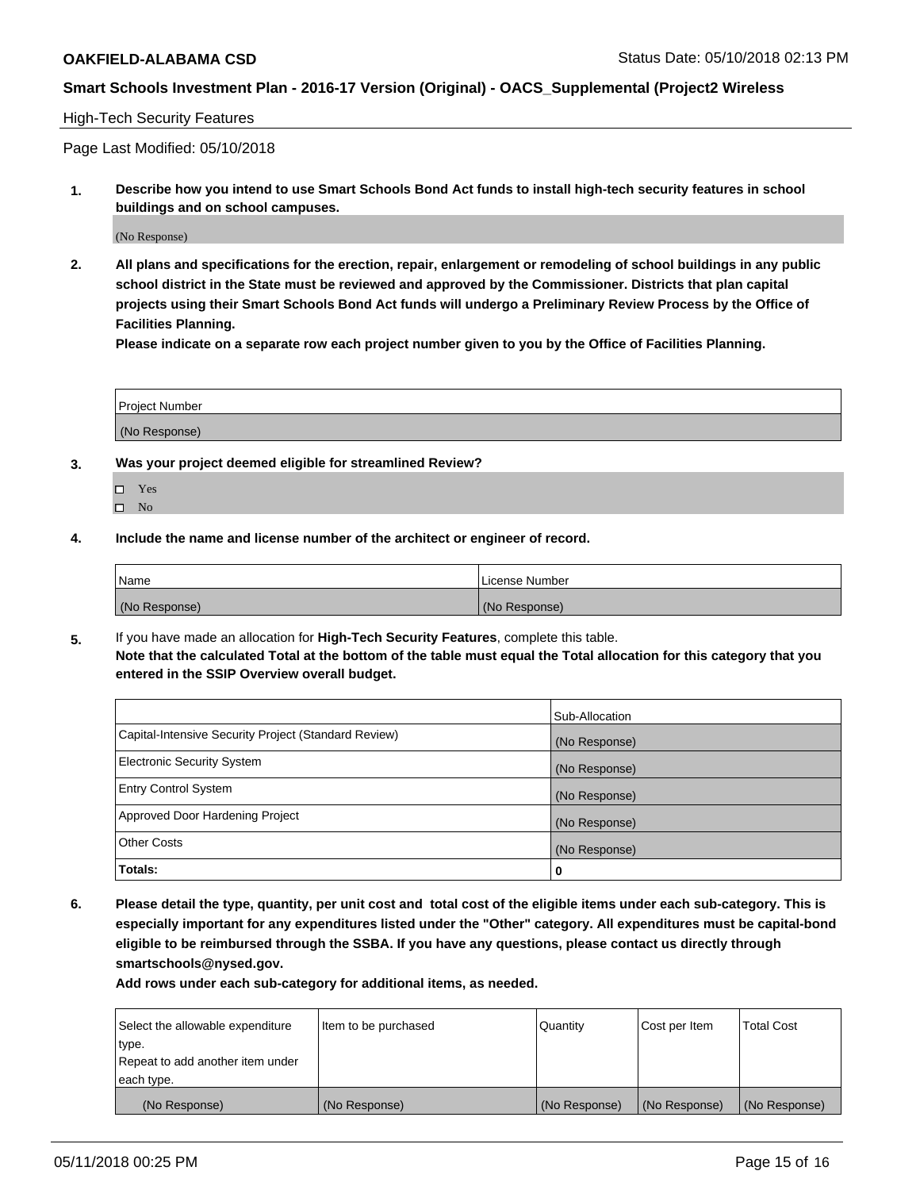**OAKFIELD-ALABAMA CSD** Status Date: 05/10/2018 02:13 PM

**Smart Schools Investment Plan - 2016-17 Version (Original) - OACS_Supplemental (Project2 Wireless**

High-Tech Security Features

Page Last Modified: 05/10/2018

**1. Describe how you intend to use Smart Schools Bond Act funds to install high-tech security features in school buildings and on school campuses.**

(No Response)

**2. All plans and specifications for the erection, repair, enlargement or remodeling of school buildings in any public school district in the State must be reviewed and approved by the Commissioner. Districts that plan capital projects using their Smart Schools Bond Act funds will undergo a Preliminary Review Process by the Office of Facilities Planning.**
**Please indicate on a separate row each project number given to you by the Office of Facilities Planning.**

| Project Number |
|---|
| (No Response) |

**3. Was your project deemed eligible for streamlined Review?**

- ☐ Yes
- ☐ No

**4. Include the name and license number of the architect or engineer of record.**

| Name | License Number |
|---|---|
| (No Response) | (No Response) |

**5.** If you have made an allocation for **High-Tech Security Features**, complete this table.
**Note that the calculated Total at the bottom of the table must equal the Total allocation for this category that you entered in the SSIP Overview overall budget.**

| | Sub-Allocation |
|---|---|
| Capital-Intensive Security Project (Standard Review) | (No Response) |
| Electronic Security System | (No Response) |
| Entry Control System | (No Response) |
| Approved Door Hardening Project | (No Response) |
| Other Costs | (No Response) |
| **Totals:** | **0** |

**6. Please detail the type, quantity, per unit cost and total cost of the eligible items under each sub-category. This is especially important for any expenditures listed under the "Other" category. All expenditures must be capital-bond eligible to be reimbursed through the SSBA. If you have any questions, please contact us directly through smartschools@nysed.gov.**
**Add rows under each sub-category for additional items, as needed.**

| Select the allowable expenditure type. Repeat to add another item under each type. | Item to be purchased | Quantity | Cost per Item | Total Cost |
|---|---|---|---|---|
| (No Response) | (No Response) | (No Response) | (No Response) | (No Response) |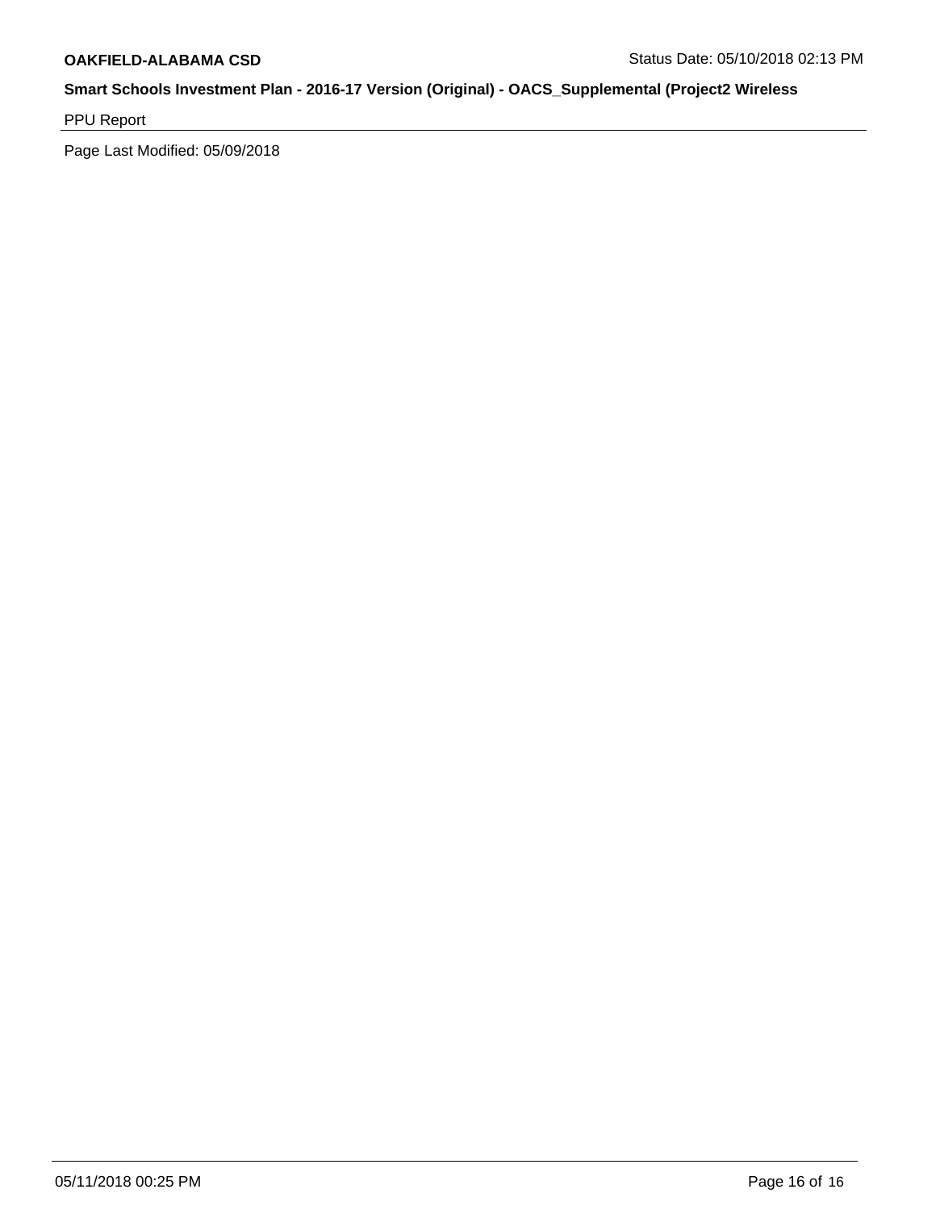PPU Report

Page Last Modified: 05/09/2018